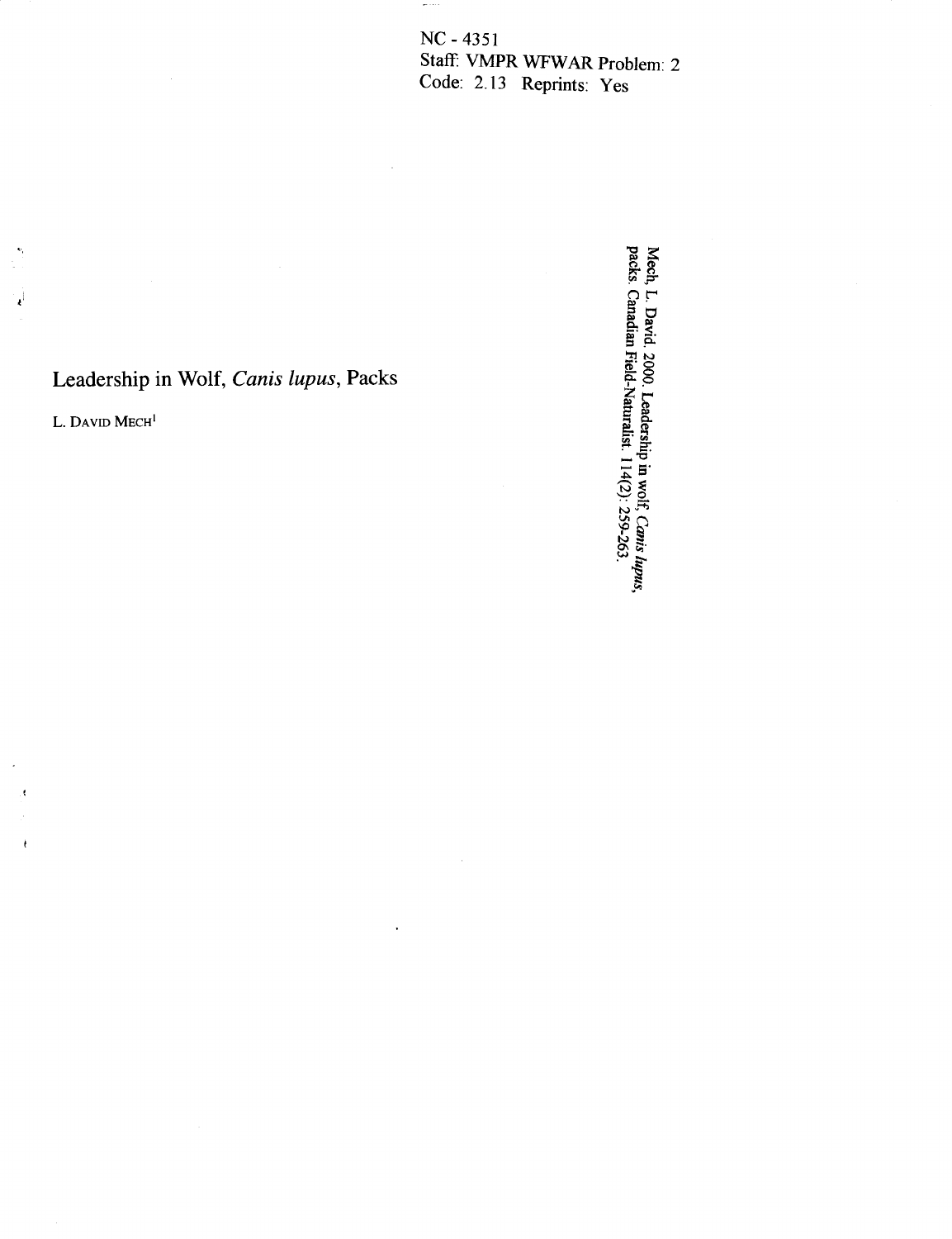NC - 4351
Staff: VMPR WFWAR Problem: 2
Code: 2.13 Reprints: Yes

Mech, L. David. 2000. Leadership in wolf, *Canis lupus*, packs. Canadian Field-Naturalist. 114(2): 259-263.

# Leadership in Wolf, *Canis lupus*, Packs

L. DAVID MECH[1]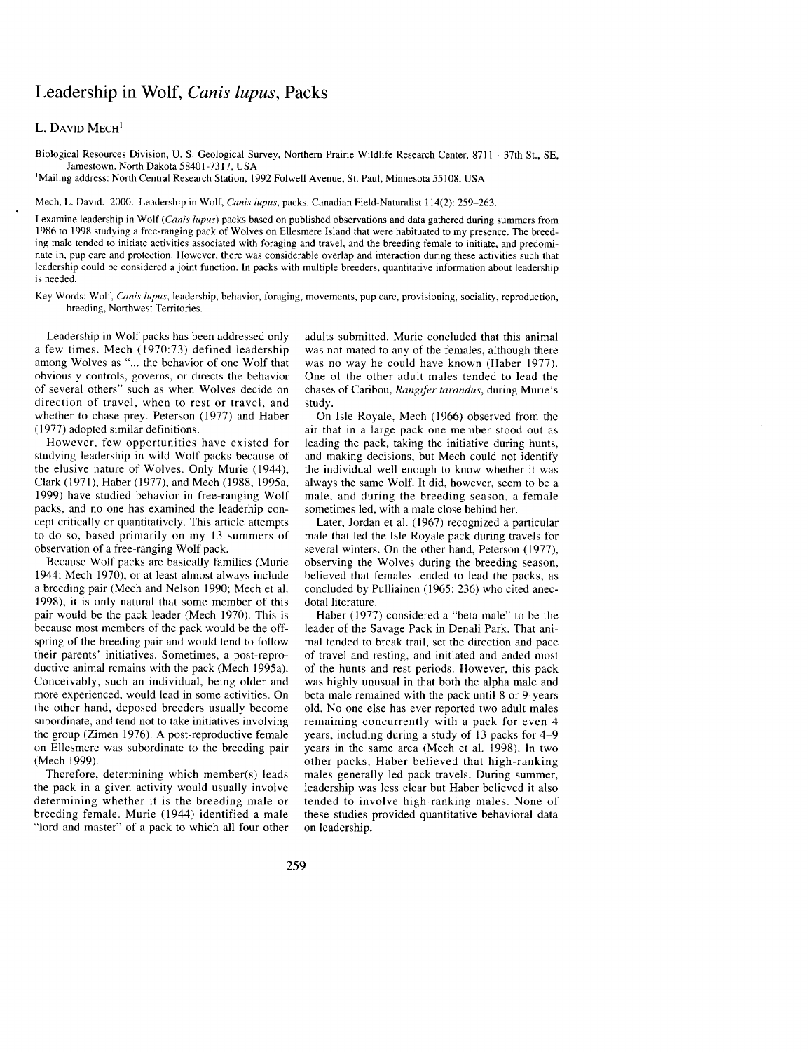# Leadership in Wolf, *Canis lupus*, Packs

L. DAVID MECH[1]

Biological Resources Division, U. S. Geological Survey, Northern Prairie Wildlife Research Center, 8711 - 37th St., SE, Jamestown, North Dakota 58401-7317, USA

[1]Mailing address: North Central Research Station, 1992 Folwell Avenue, St. Paul, Minnesota 55108, USA

Mech, L. David. 2000. Leadership in Wolf, *Canis lupus*, packs. Canadian Field-Naturalist 114(2): 259–263.

I examine leadership in Wolf (*Canis lupus*) packs based on published observations and data gathered during summers from 1986 to 1998 studying a free-ranging pack of Wolves on Ellesmere Island that were habituated to my presence. The breeding male tended to initiate activities associated with foraging and travel, and the breeding female to initiate, and predominate in, pup care and protection. However, there was considerable overlap and interaction during these activities such that leadership could be considered a joint function. In packs with multiple breeders, quantitative information about leadership is needed.

Key Words: Wolf, *Canis lupus*, leadership, behavior, foraging, movements, pup care, provisioning, sociality, reproduction, breeding, Northwest Territories.

Leadership in Wolf packs has been addressed only a few times. Mech (1970:73) defined leadership among Wolves as "... the behavior of one Wolf that obviously controls, governs, or directs the behavior of several others" such as when Wolves decide on direction of travel, when to rest or travel, and whether to chase prey. Peterson (1977) and Haber (1977) adopted similar definitions.

However, few opportunities have existed for studying leadership in wild Wolf packs because of the elusive nature of Wolves. Only Murie (1944), Clark (1971), Haber (1977), and Mech (1988, 1995a, 1999) have studied behavior in free-ranging Wolf packs, and no one has examined the leaderhip concept critically or quantitatively. This article attempts to do so, based primarily on my 13 summers of observation of a free-ranging Wolf pack.

Because Wolf packs are basically families (Murie 1944; Mech 1970), or at least almost always include a breeding pair (Mech and Nelson 1990; Mech et al. 1998), it is only natural that some member of this pair would be the pack leader (Mech 1970). This is because most members of the pack would be the offspring of the breeding pair and would tend to follow their parents' initiatives. Sometimes, a post-reproductive animal remains with the pack (Mech 1995a). Conceivably, such an individual, being older and more experienced, would lead in some activities. On the other hand, deposed breeders usually become subordinate, and tend not to take initiatives involving the group (Zimen 1976). A post-reproductive female on Ellesmere was subordinate to the breeding pair (Mech 1999).

Therefore, determining which member(s) leads the pack in a given activity would usually involve determining whether it is the breeding male or breeding female. Murie (1944) identified a male "lord and master" of a pack to which all four other adults submitted. Murie concluded that this animal was not mated to any of the females, although there was no way he could have known (Haber 1977). One of the other adult males tended to lead the chases of Caribou, *Rangifer tarandus*, during Murie's study.

On Isle Royale, Mech (1966) observed from the air that in a large pack one member stood out as leading the pack, taking the initiative during hunts, and making decisions, but Mech could not identify the individual well enough to know whether it was always the same Wolf. It did, however, seem to be a male, and during the breeding season, a female sometimes led, with a male close behind her.

Later, Jordan et al. (1967) recognized a particular male that led the Isle Royale pack during travels for several winters. On the other hand, Peterson (1977), observing the Wolves during the breeding season, believed that females tended to lead the packs, as concluded by Pulliainen (1965: 236) who cited anecdotal literature.

Haber (1977) considered a "beta male" to be the leader of the Savage Pack in Denali Park. That animal tended to break trail, set the direction and pace of travel and resting, and initiated and ended most of the hunts and rest periods. However, this pack was highly unusual in that both the alpha male and beta male remained with the pack until 8 or 9-years old. No one else has ever reported two adult males remaining concurrently with a pack for even 4 years, including during a study of 13 packs for 4–9 years in the same area (Mech et al. 1998). In two other packs, Haber believed that high-ranking males generally led pack travels. During summer, leadership was less clear but Haber believed it also tended to involve high-ranking males. None of these studies provided quantitative behavioral data on leadership.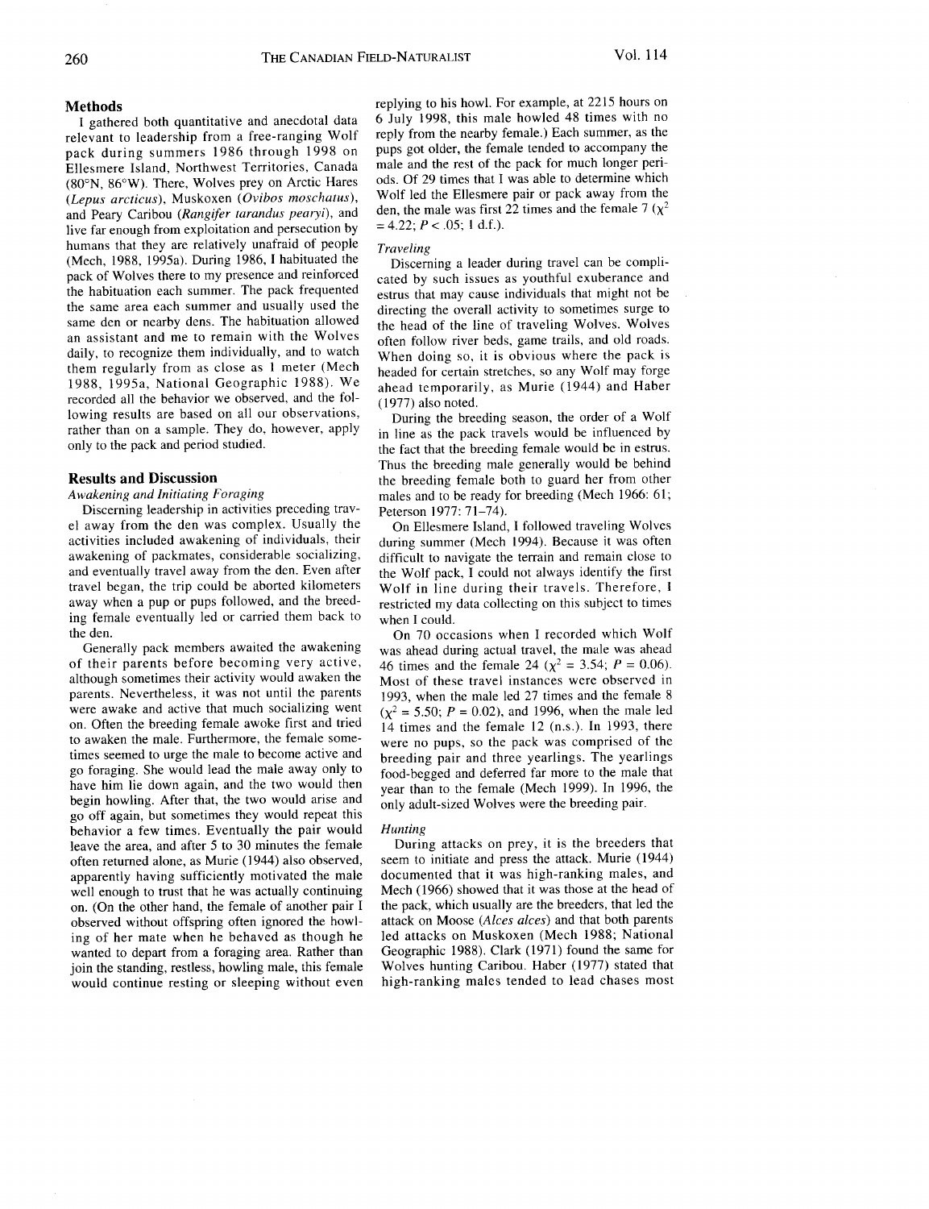## Methods

I gathered both quantitative and anecdotal data relevant to leadership from a free-ranging Wolf pack during summers 1986 through 1998 on Ellesmere Island, Northwest Territories, Canada (80°N, 86°W). There, Wolves prey on Arctic Hares (*Lepus arcticus*), Muskoxen (*Ovibos moschatus*), and Peary Caribou (*Rangifer tarandus pearyi*), and live far enough from exploitation and persecution by humans that they are relatively unafraid of people (Mech, 1988, 1995a). During 1986, I habituated the pack of Wolves there to my presence and reinforced the habituation each summer. The pack frequented the same area each summer and usually used the same den or nearby dens. The habituation allowed an assistant and me to remain with the Wolves daily, to recognize them individually, and to watch them regularly from as close as 1 meter (Mech 1988, 1995a, National Geographic 1988). We recorded all the behavior we observed, and the following results are based on all our observations, rather than on a sample. They do, however, apply only to the pack and period studied.

## Results and Discussion

### *Awakening and Initiating Foraging*

Discerning leadership in activities preceding travel away from the den was complex. Usually the activities included awakening of individuals, their awakening of packmates, considerable socializing, and eventually travel away from the den. Even after travel began, the trip could be aborted kilometers away when a pup or pups followed, and the breeding female eventually led or carried them back to the den.

Generally pack members awaited the awakening of their parents before becoming very active, although sometimes their activity would awaken the parents. Nevertheless, it was not until the parents were awake and active that much socializing went on. Often the breeding female awoke first and tried to awaken the male. Furthermore, the female sometimes seemed to urge the male to become active and go foraging. She would lead the male away only to have him lie down again, and the two would then begin howling. After that, the two would arise and go off again, but sometimes they would repeat this behavior a few times. Eventually the pair would leave the area, and after 5 to 30 minutes the female often returned alone, as Murie (1944) also observed, apparently having sufficiently motivated the male well enough to trust that he was actually continuing on. (On the other hand, the female of another pair I observed without offspring often ignored the howling of her mate when he behaved as though he wanted to depart from a foraging area. Rather than join the standing, restless, howling male, this female would continue resting or sleeping without even replying to his howl. For example, at 2215 hours on 6 July 1998, this male howled 48 times with no reply from the nearby female.) Each summer, as the pups got older, the female tended to accompany the male and the rest of the pack for much longer periods. Of 29 times that I was able to determine which Wolf led the Ellesmere pair or pack away from the den, the male was first 22 times and the female 7 ($\chi^2 = 4.22$; $P < .05$; 1 d.f.).

### *Traveling*

Discerning a leader during travel can be complicated by such issues as youthful exuberance and estrus that may cause individuals that might not be directing the overall activity to sometimes surge to the head of the line of traveling Wolves. Wolves often follow river beds, game trails, and old roads. When doing so, it is obvious where the pack is headed for certain stretches, so any Wolf may forge ahead temporarily, as Murie (1944) and Haber (1977) also noted.

During the breeding season, the order of a Wolf in line as the pack travels would be influenced by the fact that the breeding female would be in estrus. Thus the breeding male generally would be behind the breeding female both to guard her from other males and to be ready for breeding (Mech 1966: 61; Peterson 1977: 71–74).

On Ellesmere Island, I followed traveling Wolves during summer (Mech 1994). Because it was often difficult to navigate the terrain and remain close to the Wolf pack, I could not always identify the first Wolf in line during their travels. Therefore, I restricted my data collecting on this subject to times when I could.

On 70 occasions when I recorded which Wolf was ahead during actual travel, the male was ahead 46 times and the female 24 ($\chi^2 = 3.54$; $P = 0.06$). Most of these travel instances were observed in 1993, when the male led 27 times and the female 8 ($\chi^2 = 5.50$; $P = 0.02$), and 1996, when the male led 14 times and the female 12 (n.s.). In 1993, there were no pups, so the pack was comprised of the breeding pair and three yearlings. The yearlings food-begged and deferred far more to the male that year than to the female (Mech 1999). In 1996, the only adult-sized Wolves were the breeding pair.

### *Hunting*

During attacks on prey, it is the breeders that seem to initiate and press the attack. Murie (1944) documented that it was high-ranking males, and Mech (1966) showed that it was those at the head of the pack, which usually are the breeders, that led the attack on Moose (*Alces alces*) and that both parents led attacks on Muskoxen (Mech 1988; National Geographic 1988). Clark (1971) found the same for Wolves hunting Caribou. Haber (1977) stated that high-ranking males tended to lead chases most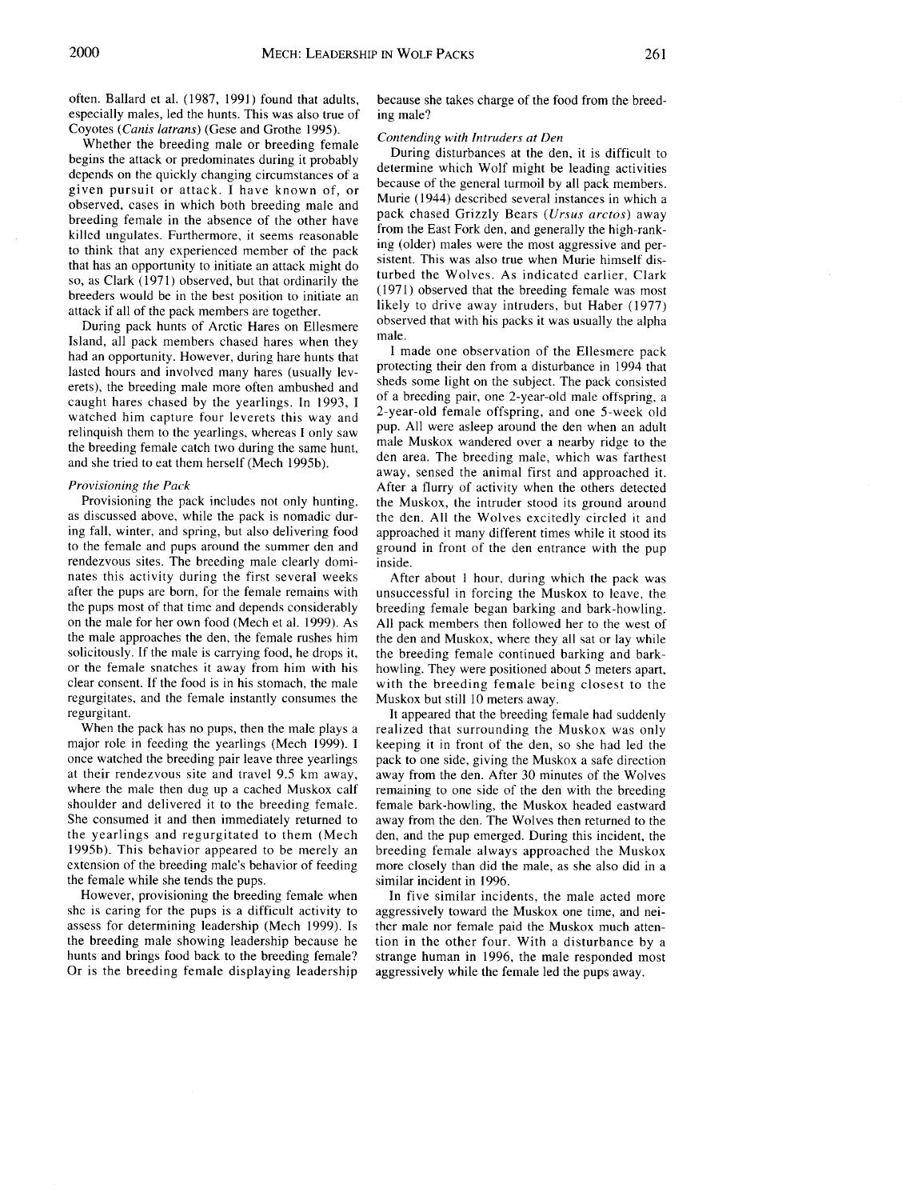often. Ballard et al. (1987, 1991) found that adults, especially males, led the hunts. This was also true of Coyotes (*Canis latrans*) (Gese and Grothe 1995).

Whether the breeding male or breeding female begins the attack or predominates during it probably depends on the quickly changing circumstances of a given pursuit or attack. I have known of, or observed, cases in which both breeding male and breeding female in the absence of the other have killed ungulates. Furthermore, it seems reasonable to think that any experienced member of the pack that has an opportunity to initiate an attack might do so, as Clark (1971) observed, but that ordinarily the breeders would be in the best position to initiate an attack if all of the pack members are together.

During pack hunts of Arctic Hares on Ellesmere Island, all pack members chased hares when they had an opportunity. However, during hare hunts that lasted hours and involved many hares (usually leverets), the breeding male more often ambushed and caught hares chased by the yearlings. In 1993, I watched him capture four leverets this way and relinquish them to the yearlings, whereas I only saw the breeding female catch two during the same hunt, and she tried to eat them herself (Mech 1995b).

*Provisioning the Pack*

Provisioning the pack includes not only hunting, as discussed above, while the pack is nomadic during fall, winter, and spring, but also delivering food to the female and pups around the summer den and rendezvous sites. The breeding male clearly dominates this activity during the first several weeks after the pups are born, for the female remains with the pups most of that time and depends considerably on the male for her own food (Mech et al. 1999). As the male approaches the den, the female rushes him solicitously. If the male is carrying food, he drops it, or the female snatches it away from him with his clear consent. If the food is in his stomach, the male regurgitates, and the female instantly consumes the regurgitant.

When the pack has no pups, then the male plays a major role in feeding the yearlings (Mech 1999). I once watched the breeding pair leave three yearlings at their rendezvous site and travel 9.5 km away, where the male then dug up a cached Muskox calf shoulder and delivered it to the breeding female. She consumed it and then immediately returned to the yearlings and regurgitated to them (Mech 1995b). This behavior appeared to be merely an extension of the breeding male's behavior of feeding the female while she tends the pups.

However, provisioning the breeding female when she is caring for the pups is a difficult activity to assess for determining leadership (Mech 1999). Is the breeding male showing leadership because he hunts and brings food back to the breeding female? Or is the breeding female displaying leadership because she takes charge of the food from the breeding male?

*Contending with Intruders at Den*

During disturbances at the den, it is difficult to determine which Wolf might be leading activities because of the general turmoil by all pack members. Murie (1944) described several instances in which a pack chased Grizzly Bears (*Ursus arctos*) away from the East Fork den, and generally the high-ranking (older) males were the most aggressive and persistent. This was also true when Murie himself disturbed the Wolves. As indicated earlier, Clark (1971) observed that the breeding female was most likely to drive away intruders, but Haber (1977) observed that with his packs it was usually the alpha male.

I made one observation of the Ellesmere pack protecting their den from a disturbance in 1994 that sheds some light on the subject. The pack consisted of a breeding pair, one 2-year-old male offspring, a 2-year-old female offspring, and one 5-week old pup. All were asleep around the den when an adult male Muskox wandered over a nearby ridge to the den area. The breeding male, which was farthest away, sensed the animal first and approached it. After a flurry of activity when the others detected the Muskox, the intruder stood its ground around the den. All the Wolves excitedly circled it and approached it many different times while it stood its ground in front of the den entrance with the pup inside.

After about 1 hour, during which the pack was unsuccessful in forcing the Muskox to leave, the breeding female began barking and bark-howling. All pack members then followed her to the west of the den and Muskox, where they all sat or lay while the breeding female continued barking and bark-howling. They were positioned about 5 meters apart, with the breeding female being closest to the Muskox but still 10 meters away.

It appeared that the breeding female had suddenly realized that surrounding the Muskox was only keeping it in front of the den, so she had led the pack to one side, giving the Muskox a safe direction away from the den. After 30 minutes of the Wolves remaining to one side of the den with the breeding female bark-howling, the Muskox headed eastward away from the den. The Wolves then returned to the den, and the pup emerged. During this incident, the breeding female always approached the Muskox more closely than did the male, as she also did in a similar incident in 1996.

In five similar incidents, the male acted more aggressively toward the Muskox one time, and neither male nor female paid the Muskox much attention in the other four. With a disturbance by a strange human in 1996, the male responded most aggressively while the female led the pups away.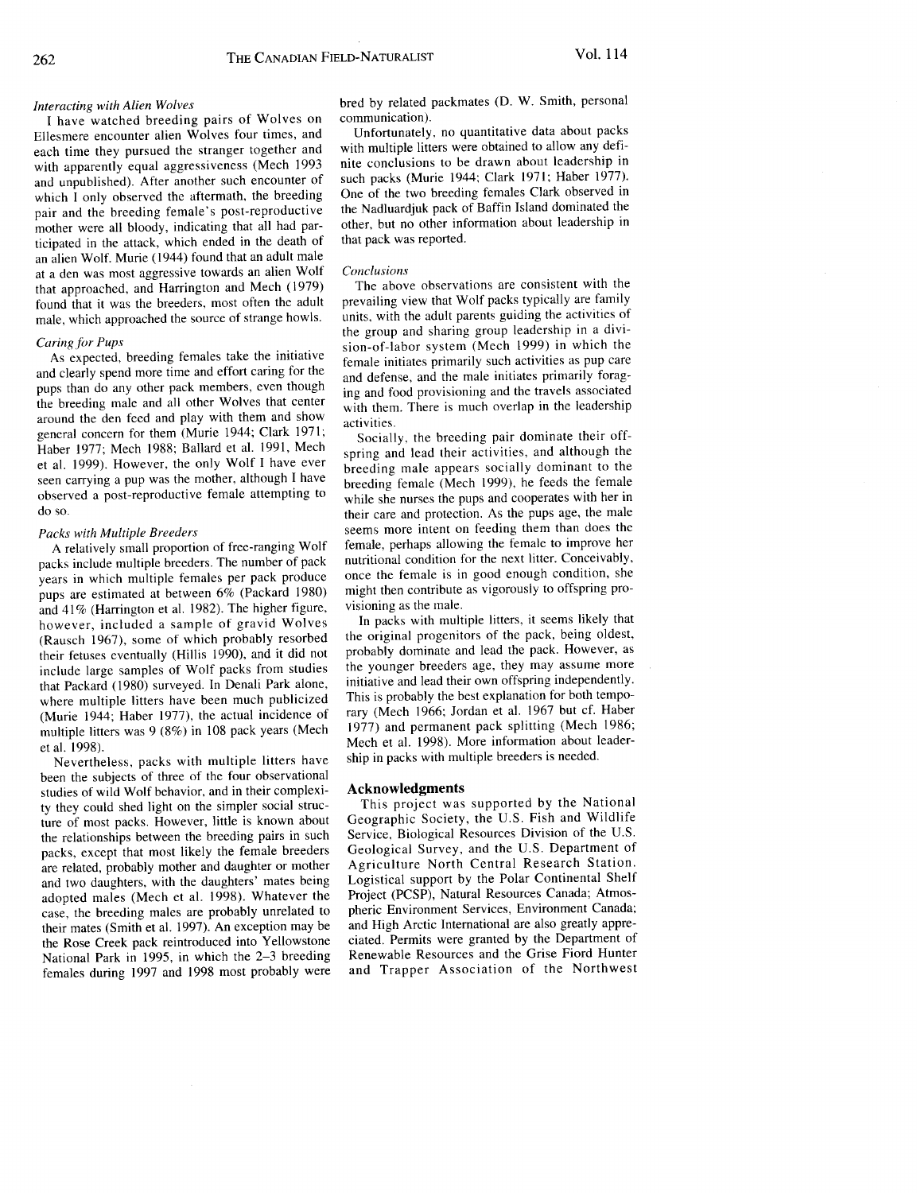### *Interacting with Alien Wolves*

I have watched breeding pairs of Wolves on Ellesmere encounter alien Wolves four times, and each time they pursued the stranger together and with apparently equal aggressiveness (Mech 1993 and unpublished). After another such encounter of which I only observed the aftermath, the breeding pair and the breeding female's post-reproductive mother were all bloody, indicating that all had participated in the attack, which ended in the death of an alien Wolf. Murie (1944) found that an adult male at a den was most aggressive towards an alien Wolf that approached, and Harrington and Mech (1979) found that it was the breeders, most often the adult male, which approached the source of strange howls.

### *Caring for Pups*

As expected, breeding females take the initiative and clearly spend more time and effort caring for the pups than do any other pack members, even though the breeding male and all other Wolves that center around the den feed and play with them and show general concern for them (Murie 1944; Clark 1971; Haber 1977; Mech 1988; Ballard et al. 1991, Mech et al. 1999). However, the only Wolf I have ever seen carrying a pup was the mother, although I have observed a post-reproductive female attempting to do so.

### *Packs with Multiple Breeders*

A relatively small proportion of free-ranging Wolf packs include multiple breeders. The number of pack years in which multiple females per pack produce pups are estimated at between 6% (Packard 1980) and 41% (Harrington et al. 1982). The higher figure, however, included a sample of gravid Wolves (Rausch 1967), some of which probably resorbed their fetuses eventually (Hillis 1990), and it did not include large samples of Wolf packs from studies that Packard (1980) surveyed. In Denali Park alone, where multiple litters have been much publicized (Murie 1944; Haber 1977), the actual incidence of multiple litters was 9 (8%) in 108 pack years (Mech et al. 1998).

Nevertheless, packs with multiple litters have been the subjects of three of the four observational studies of wild Wolf behavior, and in their complexity they could shed light on the simpler social structure of most packs. However, little is known about the relationships between the breeding pairs in such packs, except that most likely the female breeders are related, probably mother and daughter or mother and two daughters, with the daughters' mates being adopted males (Mech et al. 1998). Whatever the case, the breeding males are probably unrelated to their mates (Smith et al. 1997). An exception may be the Rose Creek pack reintroduced into Yellowstone National Park in 1995, in which the 2–3 breeding females during 1997 and 1998 most probably were bred by related packmates (D. W. Smith, personal communication).

Unfortunately, no quantitative data about packs with multiple litters were obtained to allow any definite conclusions to be drawn about leadership in such packs (Murie 1944; Clark 1971; Haber 1977). One of the two breeding females Clark observed in the Nadluardjuk pack of Baffin Island dominated the other, but no other information about leadership in that pack was reported.

### *Conclusions*

The above observations are consistent with the prevailing view that Wolf packs typically are family units, with the adult parents guiding the activities of the group and sharing group leadership in a division-of-labor system (Mech 1999) in which the female initiates primarily such activities as pup care and defense, and the male initiates primarily foraging and food provisioning and the travels associated with them. There is much overlap in the leadership activities.

Socially, the breeding pair dominate their offspring and lead their activities, and although the breeding male appears socially dominant to the breeding female (Mech 1999), he feeds the female while she nurses the pups and cooperates with her in their care and protection. As the pups age, the male seems more intent on feeding them than does the female, perhaps allowing the female to improve her nutritional condition for the next litter. Conceivably, once the female is in good enough condition, she might then contribute as vigorously to offspring provisioning as the male.

In packs with multiple litters, it seems likely that the original progenitors of the pack, being oldest, probably dominate and lead the pack. However, as the younger breeders age, they may assume more initiative and lead their own offspring independently. This is probably the best explanation for both temporary (Mech 1966; Jordan et al. 1967 but cf. Haber 1977) and permanent pack splitting (Mech 1986; Mech et al. 1998). More information about leadership in packs with multiple breeders is needed.

## Acknowledgments

This project was supported by the National Geographic Society, the U.S. Fish and Wildlife Service, Biological Resources Division of the U.S. Geological Survey, and the U.S. Department of Agriculture North Central Research Station. Logistical support by the Polar Continental Shelf Project (PCSP), Natural Resources Canada; Atmospheric Environment Services, Environment Canada; and High Arctic International are also greatly appreciated. Permits were granted by the Department of Renewable Resources and the Grise Fiord Hunter and Trapper Association of the Northwest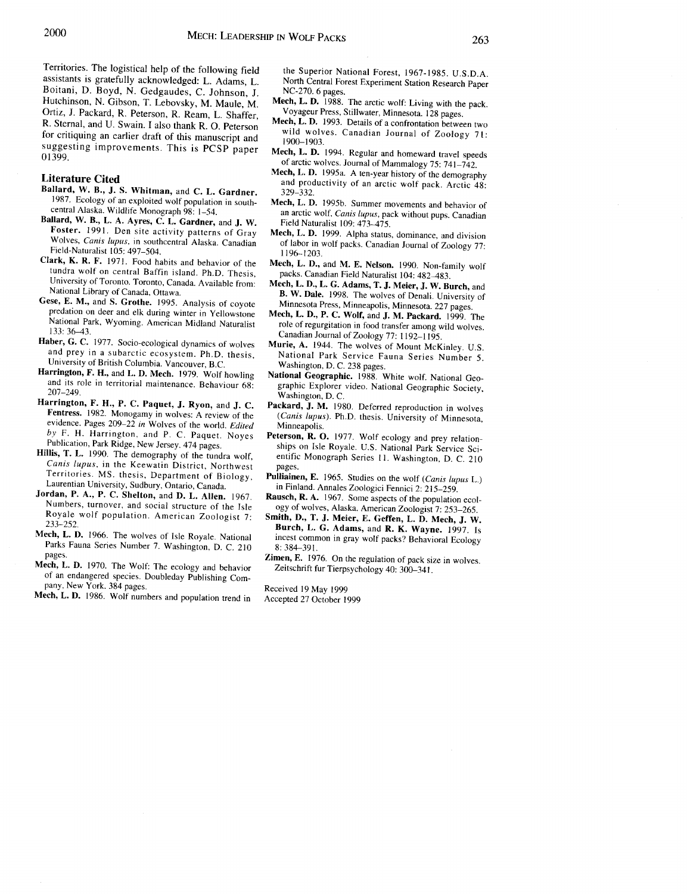Territories. The logistical help of the following field assistants is gratefully acknowledged: L. Adams, L. Boitani, D. Boyd, N. Gedgaudes, C. Johnson, J. Hutchinson, N. Gibson, T. Lebovsky, M. Maule, M. Ortiz, J. Packard, R. Peterson, R. Ream, L. Shaffer, R. Sternal, and U. Swain. I also thank R. O. Peterson for critiquing an earlier draft of this manuscript and suggesting improvements. This is PCSP paper 01399.

## Literature Cited

**Ballard, W. B., J. S. Whitman,** and **C. L. Gardner.** 1987. Ecology of an exploited wolf population in south-central Alaska. Wildlife Monograph 98: 1–54.

**Ballard, W. B., L. A. Ayres, C. L. Gardner,** and **J. W. Foster.** 1991. Den site activity patterns of Gray Wolves, *Canis lupus*, in southcentral Alaska. Canadian Field-Naturalist 105: 497–504.

**Clark, K. R. F.** 1971. Food habits and behavior of the tundra wolf on central Baffin island. Ph.D. Thesis, University of Toronto. Toronto, Canada. Available from: National Library of Canada, Ottawa.

**Gese, E. M.,** and **S. Grothe.** 1995. Analysis of coyote predation on deer and elk during winter in Yellowstone National Park, Wyoming. American Midland Naturalist 133: 36–43.

**Haber, G. C.** 1977. Socio-ecological dynamics of wolves and prey in a subarctic ecosystem. Ph.D. thesis, University of British Columbia. Vancouver, B.C.

**Harrington, F. H.,** and **L. D. Mech.** 1979. Wolf howling and its role in territorial maintenance. Behaviour 68: 207–249.

**Harrington, F. H., P. C. Paquet, J. Ryon,** and **J. C. Fentress.** 1982. Monogamy in wolves: A review of the evidence. Pages 209–22 *in* Wolves of the world. *Edited by* F. H. Harrington, and P. C. Paquet. Noyes Publication, Park Ridge, New Jersey. 474 pages.

**Hillis, T. L.** 1990. The demography of the tundra wolf, *Canis lupus*, in the Keewatin District, Northwest Territories. MS. thesis, Department of Biology, Laurentian University, Sudbury, Ontario, Canada.

**Jordan, P. A., P. C. Shelton,** and **D. L. Allen.** 1967. Numbers, turnover, and social structure of the Isle Royale wolf population. American Zoologist 7: 233–252.

**Mech, L. D.** 1966. The wolves of Isle Royale. National Parks Fauna Series Number 7. Washington, D. C. 210 pages.

**Mech, L. D.** 1970. The Wolf: The ecology and behavior of an endangered species. Doubleday Publishing Company, New York. 384 pages.

**Mech, L. D.** 1986. Wolf numbers and population trend in the Superior National Forest, 1967-1985. U.S.D.A. North Central Forest Experiment Station Research Paper NC-270. 6 pages.

**Mech, L. D.** 1988. The arctic wolf: Living with the pack. Voyageur Press, Stillwater, Minnesota. 128 pages.

**Mech, L. D.** 1993. Details of a confrontation between two wild wolves. Canadian Journal of Zoology 71: 1900–1903.

**Mech, L. D.** 1994. Regular and homeward travel speeds of arctic wolves. Journal of Mammalogy 75: 741–742.

**Mech, L. D.** 1995a. A ten-year history of the demography and productivity of an arctic wolf pack. Arctic 48: 329–332.

**Mech, L. D.** 1995b. Summer movements and behavior of an arctic wolf, *Canis lupus*, pack without pups. Canadian Field Naturalist 109: 473–475.

**Mech, L. D.** 1999. Alpha status, dominance, and division of labor in wolf packs. Canadian Journal of Zoology 77: 1196–1203.

**Mech, L. D.,** and **M. E. Nelson.** 1990. Non-family wolf packs. Canadian Field Naturalist 104: 482–483.

**Mech, L. D., L. G. Adams, T. J. Meier, J. W. Burch,** and **B. W. Dale.** 1998. The wolves of Denali. University of Minnesota Press, Minneapolis, Minnesota. 227 pages.

**Mech, L. D., P. C. Wolf,** and **J. M. Packard.** 1999. The role of regurgitation in food transfer among wild wolves. Canadian Journal of Zoology 77: 1192–1195.

**Murie, A.** 1944. The wolves of Mount McKinley. U.S. National Park Service Fauna Series Number 5. Washington, D. C. 238 pages.

**National Geographic.** 1988. White wolf. National Geographic Explorer video. National Geographic Society, Washington, D. C.

**Packard, J. M.** 1980. Deferred reproduction in wolves (*Canis lupus*). Ph.D. thesis. University of Minnesota, Minneapolis.

**Peterson, R. O.** 1977. Wolf ecology and prey relationships on Isle Royale. U.S. National Park Service Scientific Monograph Series 11. Washington, D. C. 210 pages.

**Pulliainen, E.** 1965. Studies on the wolf (*Canis lupus* L.) in Finland. Annales Zoologici Fennici 2: 215–259.

**Rausch, R. A.** 1967. Some aspects of the population ecology of wolves, Alaska. American Zoologist 7: 253–265.

**Smith, D., T. J. Meier, E. Geffen, L. D. Mech, J. W. Burch, L. G. Adams,** and **R. K. Wayne.** 1997. Is incest common in gray wolf packs? Behavioral Ecology 8: 384–391.

**Zimen, E.** 1976. On the regulation of pack size in wolves. Zeitschrift fur Tierpsychology 40: 300–341.

Received 19 May 1999
Accepted 27 October 1999